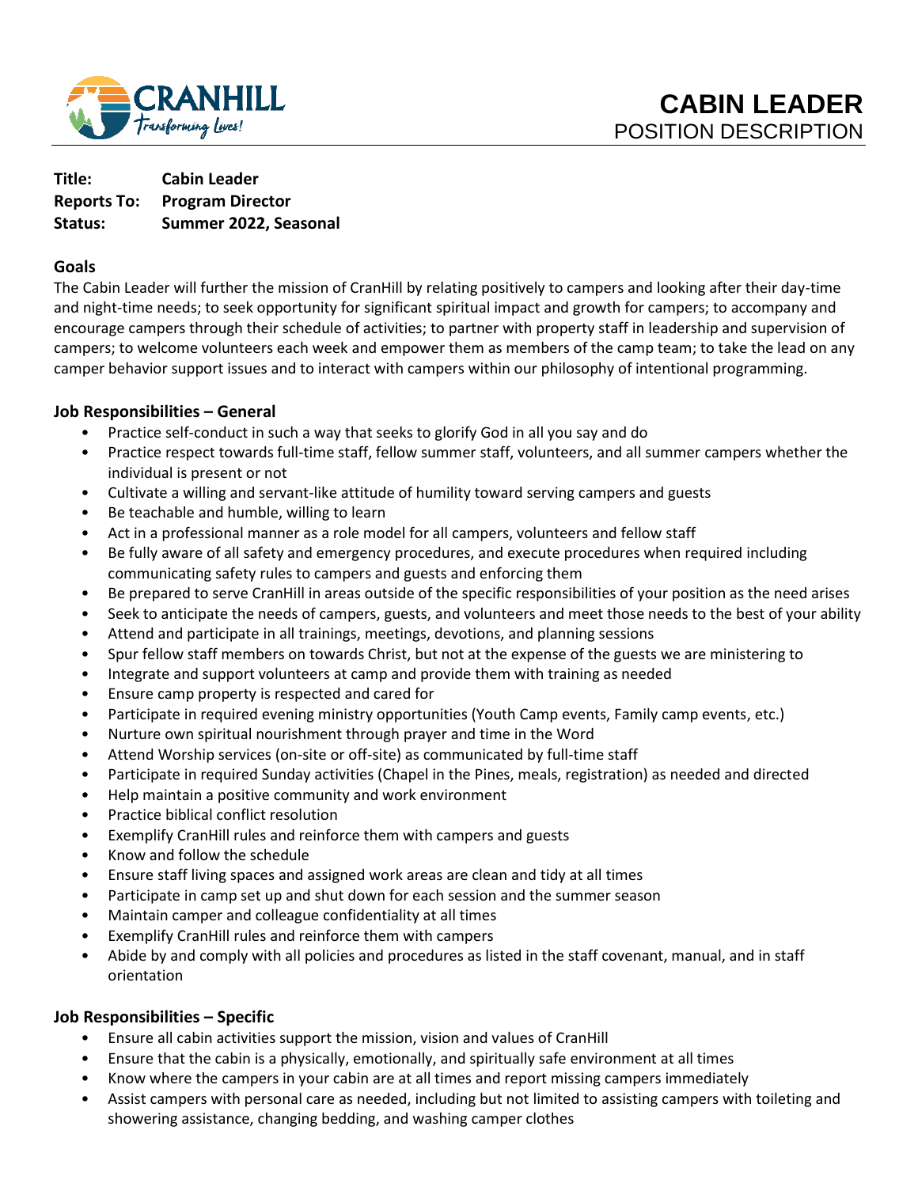CRANHILL
Transforming Lives!

# CABIN LEADER
POSITION DESCRIPTION

**Title:** **Cabin Leader**
**Reports To:** **Program Director**
**Status:** **Summer 2022, Seasonal**

## Goals

The Cabin Leader will further the mission of CranHill by relating positively to campers and looking after their day-time and night-time needs; to seek opportunity for significant spiritual impact and growth for campers; to accompany and encourage campers through their schedule of activities; to partner with property staff in leadership and supervision of campers; to welcome volunteers each week and empower them as members of the camp team; to take the lead on any camper behavior support issues and to interact with campers within our philosophy of intentional programming.

## Job Responsibilities – General

- Practice self-conduct in such a way that seeks to glorify God in all you say and do
- Practice respect towards full-time staff, fellow summer staff, volunteers, and all summer campers whether the individual is present or not
- Cultivate a willing and servant-like attitude of humility toward serving campers and guests
- Be teachable and humble, willing to learn
- Act in a professional manner as a role model for all campers, volunteers and fellow staff
- Be fully aware of all safety and emergency procedures, and execute procedures when required including communicating safety rules to campers and guests and enforcing them
- Be prepared to serve CranHill in areas outside of the specific responsibilities of your position as the need arises
- Seek to anticipate the needs of campers, guests, and volunteers and meet those needs to the best of your ability
- Attend and participate in all trainings, meetings, devotions, and planning sessions
- Spur fellow staff members on towards Christ, but not at the expense of the guests we are ministering to
- Integrate and support volunteers at camp and provide them with training as needed
- Ensure camp property is respected and cared for
- Participate in required evening ministry opportunities (Youth Camp events, Family camp events, etc.)
- Nurture own spiritual nourishment through prayer and time in the Word
- Attend Worship services (on-site or off-site) as communicated by full-time staff
- Participate in required Sunday activities (Chapel in the Pines, meals, registration) as needed and directed
- Help maintain a positive community and work environment
- Practice biblical conflict resolution
- Exemplify CranHill rules and reinforce them with campers and guests
- Know and follow the schedule
- Ensure staff living spaces and assigned work areas are clean and tidy at all times
- Participate in camp set up and shut down for each session and the summer season
- Maintain camper and colleague confidentiality at all times
- Exemplify CranHill rules and reinforce them with campers
- Abide by and comply with all policies and procedures as listed in the staff covenant, manual, and in staff orientation

## Job Responsibilities – Specific

- Ensure all cabin activities support the mission, vision and values of CranHill
- Ensure that the cabin is a physically, emotionally, and spiritually safe environment at all times
- Know where the campers in your cabin are at all times and report missing campers immediately
- Assist campers with personal care as needed, including but not limited to assisting campers with toileting and showering assistance, changing bedding, and washing camper clothes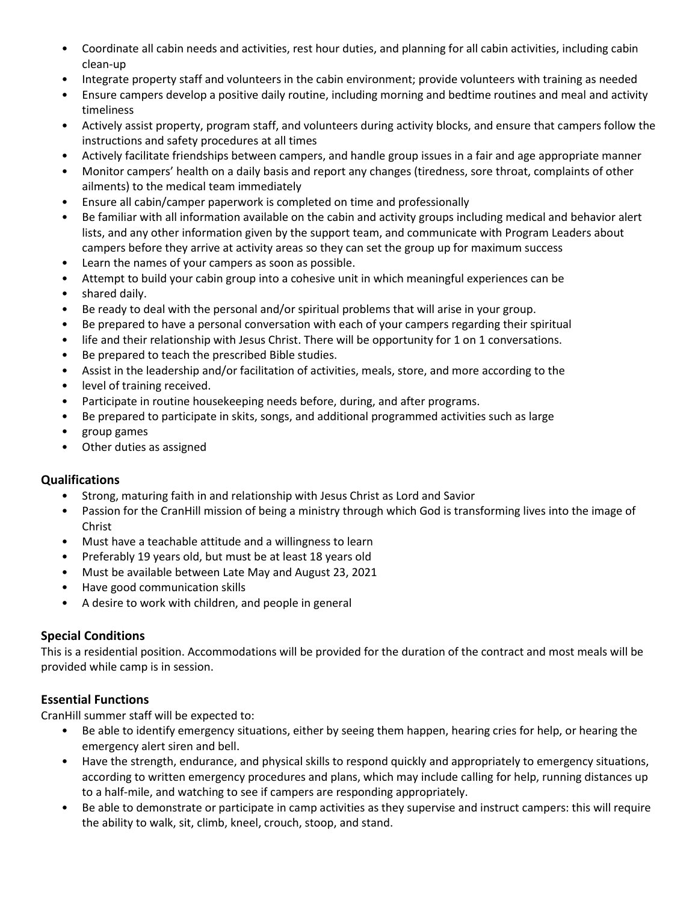- Coordinate all cabin needs and activities, rest hour duties, and planning for all cabin activities, including cabin clean-up
- Integrate property staff and volunteers in the cabin environment; provide volunteers with training as needed
- Ensure campers develop a positive daily routine, including morning and bedtime routines and meal and activity timeliness
- Actively assist property, program staff, and volunteers during activity blocks, and ensure that campers follow the instructions and safety procedures at all times
- Actively facilitate friendships between campers, and handle group issues in a fair and age appropriate manner
- Monitor campers' health on a daily basis and report any changes (tiredness, sore throat, complaints of other ailments) to the medical team immediately
- Ensure all cabin/camper paperwork is completed on time and professionally
- Be familiar with all information available on the cabin and activity groups including medical and behavior alert lists, and any other information given by the support team, and communicate with Program Leaders about campers before they arrive at activity areas so they can set the group up for maximum success
- Learn the names of your campers as soon as possible.
- Attempt to build your cabin group into a cohesive unit in which meaningful experiences can be
- shared daily.
- Be ready to deal with the personal and/or spiritual problems that will arise in your group.
- Be prepared to have a personal conversation with each of your campers regarding their spiritual
- life and their relationship with Jesus Christ. There will be opportunity for 1 on 1 conversations.
- Be prepared to teach the prescribed Bible studies.
- Assist in the leadership and/or facilitation of activities, meals, store, and more according to the
- level of training received.
- Participate in routine housekeeping needs before, during, and after programs.
- Be prepared to participate in skits, songs, and additional programmed activities such as large
- group games
- Other duties as assigned

### Qualifications

- Strong, maturing faith in and relationship with Jesus Christ as Lord and Savior
- Passion for the CranHill mission of being a ministry through which God is transforming lives into the image of Christ
- Must have a teachable attitude and a willingness to learn
- Preferably 19 years old, but must be at least 18 years old
- Must be available between Late May and August 23, 2021
- Have good communication skills
- A desire to work with children, and people in general

### Special Conditions

This is a residential position. Accommodations will be provided for the duration of the contract and most meals will be provided while camp is in session.

### Essential Functions

CranHill summer staff will be expected to:

- Be able to identify emergency situations, either by seeing them happen, hearing cries for help, or hearing the emergency alert siren and bell.
- Have the strength, endurance, and physical skills to respond quickly and appropriately to emergency situations, according to written emergency procedures and plans, which may include calling for help, running distances up to a half-mile, and watching to see if campers are responding appropriately.
- Be able to demonstrate or participate in camp activities as they supervise and instruct campers: this will require the ability to walk, sit, climb, kneel, crouch, stoop, and stand.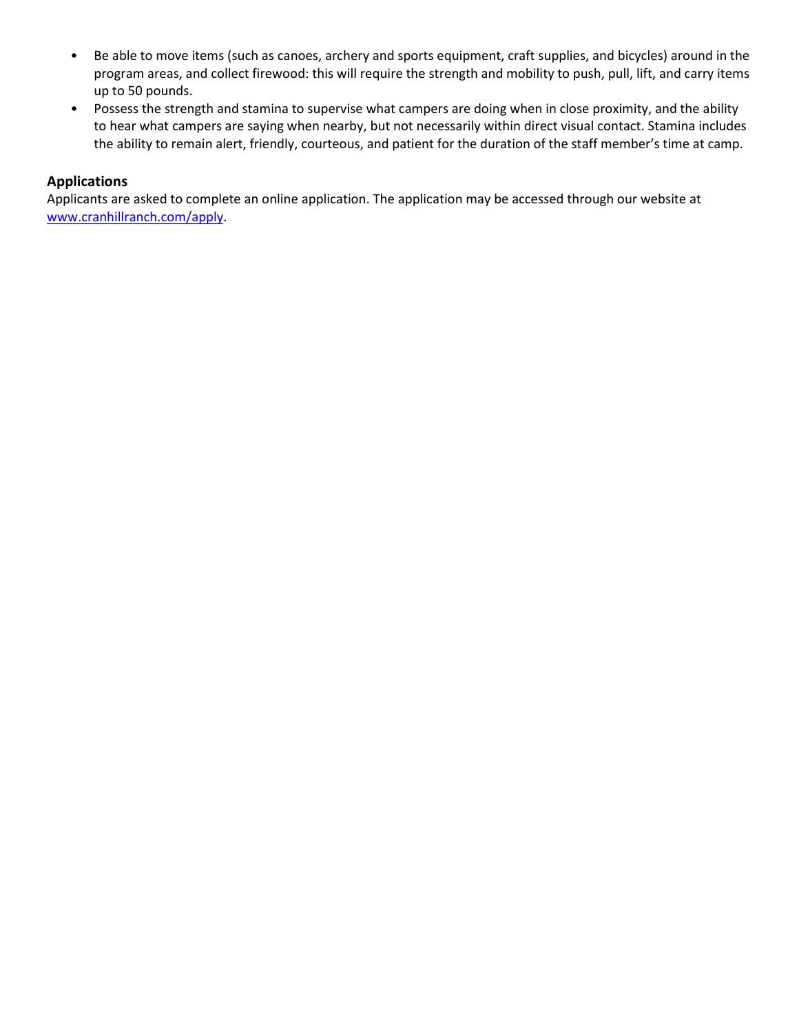- Be able to move items (such as canoes, archery and sports equipment, craft supplies, and bicycles) around in the program areas, and collect firewood: this will require the strength and mobility to push, pull, lift, and carry items up to 50 pounds.
- Possess the strength and stamina to supervise what campers are doing when in close proximity, and the ability to hear what campers are saying when nearby, but not necessarily within direct visual contact. Stamina includes the ability to remain alert, friendly, courteous, and patient for the duration of the staff member's time at camp.

### Applications

Applicants are asked to complete an online application. The application may be accessed through our website at [www.cranhillranch.com/apply](http://www.cranhillranch.com/apply).